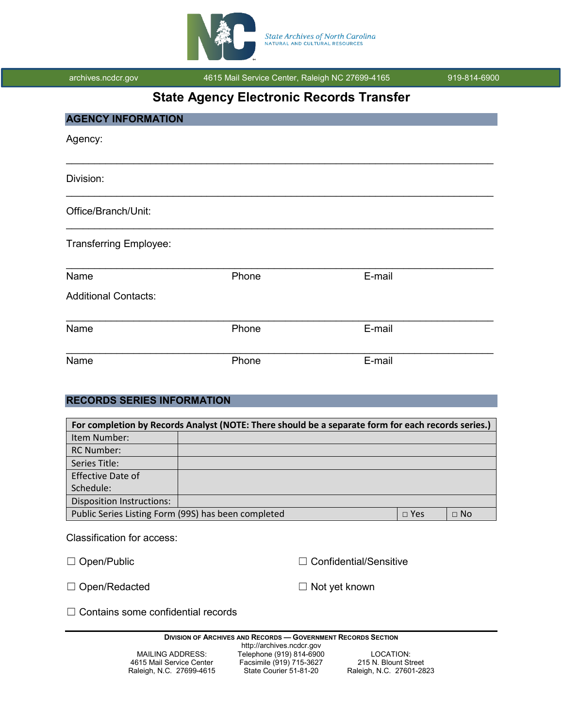State Archives of North Carolina
NATURAL AND CULTURAL RESOURCES

archives.ncdcr.gov 4615 Mail Service Center, Raleigh NC 27699-4165 919-814-6900

# State Agency Electronic Records Transfer

## AGENCY INFORMATION

Agency:

___________________________________________________________________________

Division:

___________________________________________________________________________

Office/Branch/Unit:

___________________________________________________________________________

Transferring Employee:

___________________________________________________________________________

Name Phone E-mail

Additional Contacts:

___________________________________________________________________________

Name Phone E-mail

___________________________________________________________________________

Name Phone E-mail

## RECORDS SERIES INFORMATION

| For completion by Records Analyst (NOTE: There should be a separate form for each records series.) | | | |
|---|---|---|---|
| Item Number: | | | |
| RC Number: | | | |
| Series Title: | | | |
| Effective Date of Schedule: | | | |
| Disposition Instructions: | | | |
| Public Series Listing Form (99S) has been completed | | □ Yes | □ No |

Classification for access:

☐ Open/Public

☐ Confidential/Sensitive

☐ Open/Redacted

☐ Not yet known

☐ Contains some confidential records

**DIVISION OF ARCHIVES AND RECORDS — GOVERNMENT RECORDS SECTION**
http://archives.ncdcr.gov

MAILING ADDRESS:
4615 Mail Service Center
Raleigh, N.C. 27699-4615

Telephone (919) 814-6900
Facsimile (919) 715-3627
State Courier 51-81-20

LOCATION:
215 N. Blount Street
Raleigh, N.C. 27601-2823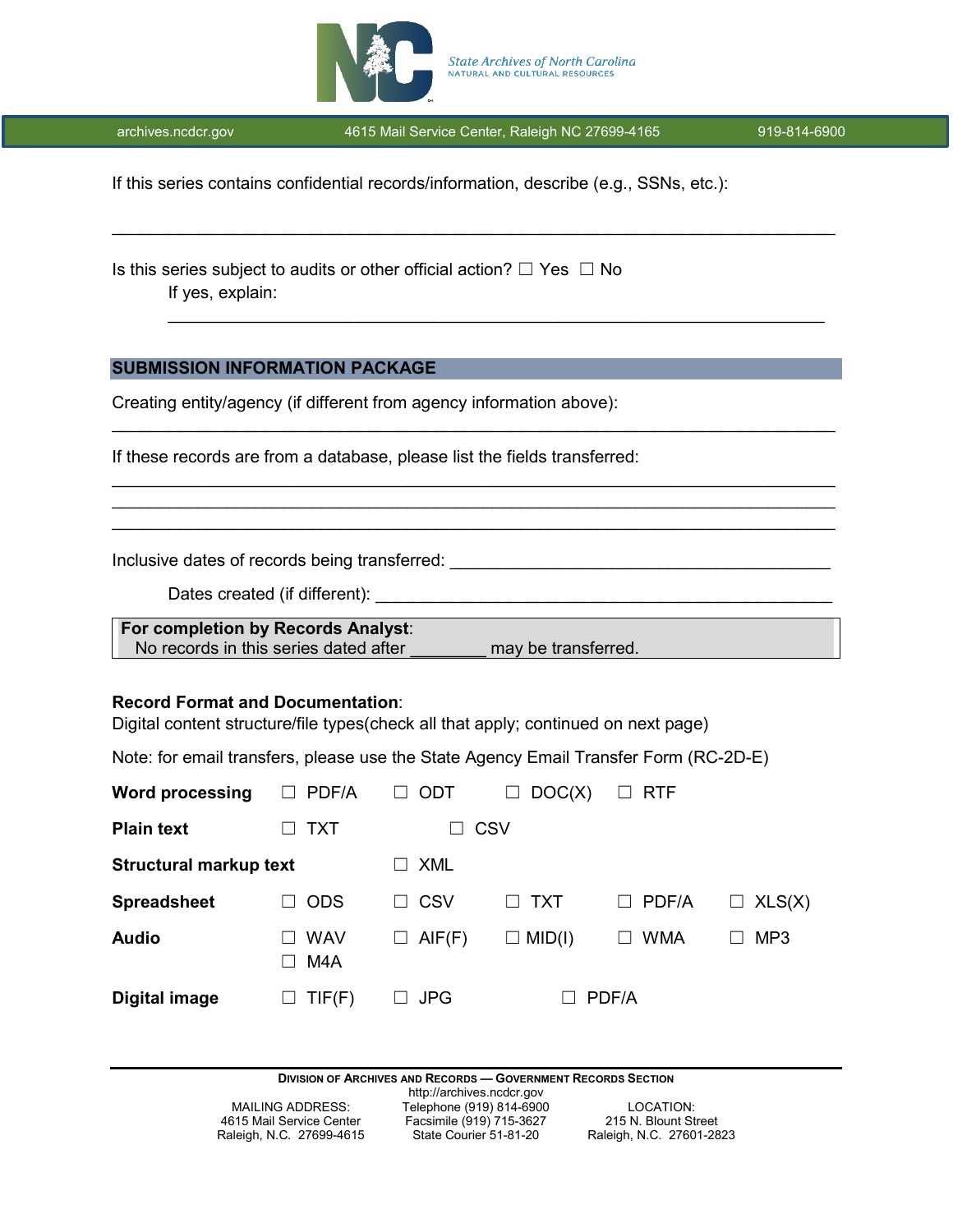If this series contains confidential records/information, describe (e.g., SSNs, etc.):

\_\_\_\_\_\_\_\_\_\_\_\_\_\_\_\_\_\_\_\_\_\_\_\_\_\_\_\_\_\_\_\_\_\_\_\_\_\_\_\_\_\_\_\_\_\_\_\_\_\_\_\_\_\_\_\_\_\_\_\_\_\_\_\_\_\_\_\_\_\_\_\_

Is this series subject to audits or other official action? ☐ Yes ☐ No

If yes, explain:

\_\_\_\_\_\_\_\_\_\_\_\_\_\_\_\_\_\_\_\_\_\_\_\_\_\_\_\_\_\_\_\_\_\_\_\_\_\_\_\_\_\_\_\_\_\_\_\_\_\_\_\_\_\_\_\_\_\_\_\_\_\_\_\_

## SUBMISSION INFORMATION PACKAGE

Creating entity/agency (if different from agency information above):

\_\_\_\_\_\_\_\_\_\_\_\_\_\_\_\_\_\_\_\_\_\_\_\_\_\_\_\_\_\_\_\_\_\_\_\_\_\_\_\_\_\_\_\_\_\_\_\_\_\_\_\_\_\_\_\_\_\_\_\_\_\_\_\_\_\_\_\_\_\_\_\_

If these records are from a database, please list the fields transferred:

\_\_\_\_\_\_\_\_\_\_\_\_\_\_\_\_\_\_\_\_\_\_\_\_\_\_\_\_\_\_\_\_\_\_\_\_\_\_\_\_\_\_\_\_\_\_\_\_\_\_\_\_\_\_\_\_\_\_\_\_\_\_\_\_\_\_\_\_\_\_\_\_
\_\_\_\_\_\_\_\_\_\_\_\_\_\_\_\_\_\_\_\_\_\_\_\_\_\_\_\_\_\_\_\_\_\_\_\_\_\_\_\_\_\_\_\_\_\_\_\_\_\_\_\_\_\_\_\_\_\_\_\_\_\_\_\_\_\_\_\_\_\_\_\_
\_\_\_\_\_\_\_\_\_\_\_\_\_\_\_\_\_\_\_\_\_\_\_\_\_\_\_\_\_\_\_\_\_\_\_\_\_\_\_\_\_\_\_\_\_\_\_\_\_\_\_\_\_\_\_\_\_\_\_\_\_\_\_\_\_\_\_\_\_\_\_\_

Inclusive dates of records being transferred: \_\_\_\_\_\_\_\_\_\_\_\_\_\_\_\_\_\_\_\_\_\_\_\_\_\_\_\_\_\_\_\_\_\_\_\_\_\_\_\_

Dates created (if different): \_\_\_\_\_\_\_\_\_\_\_\_\_\_\_\_\_\_\_\_\_\_\_\_\_\_\_\_\_\_\_\_\_\_\_\_\_\_\_\_\_\_\_\_\_\_\_\_\_\_

> **For completion by Records Analyst**:
> No records in this series dated after \_\_\_\_\_\_\_\_ may be transferred.

**Record Format and Documentation**:
Digital content structure/file types(check all that apply; continued on next page)

Note: for email transfers, please use the State Agency Email Transfer Form (RC-2D-E)

| | | | | | |
|---|---|---|---|---|---|
| **Word processing** | ☐ PDF/A | ☐ ODT | ☐ DOC(X) | ☐ RTF | |
| **Plain text** | ☐ TXT | ☐ CSV | | | |
| **Structural markup text** | | ☐ XML | | | |
| **Spreadsheet** | ☐ ODS | ☐ CSV | ☐ TXT | ☐ PDF/A | ☐ XLS(X) |
| **Audio** | ☐ WAV<br>☐ M4A | ☐ AIF(F) | ☐ MID(I) | ☐ WMA | ☐ MP3 |
| **Digital image** | ☐ TIF(F) | ☐ JPG | ☐ PDF/A | | |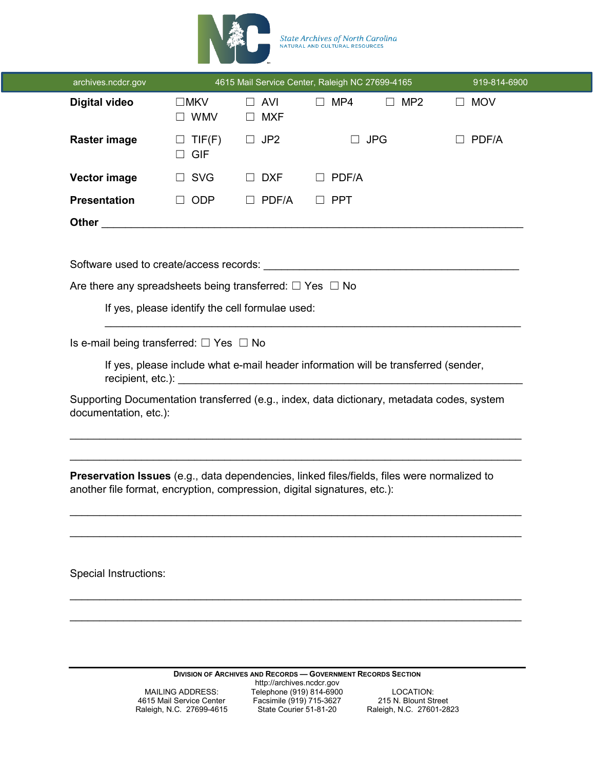State Archives of North Carolina
NATURAL AND CULTURAL RESOURCES

archives.ncdcr.gov | 4615 Mail Service Center, Raleigh NC 27699-4165 | 919-814-6900

| | | | | | |
|---|---|---|---|---|---|
| **Digital video** | ☐MKV ☐ WMV | ☐ AVI ☐ MXF | ☐ MP4 | ☐ MP2 | ☐ MOV |
| **Raster image** | ☐ TIF(F) ☐ GIF | ☐ JP2 | ☐ JPG | | ☐ PDF/A |
| **Vector image** | ☐ SVG | ☐ DXF | ☐ PDF/A | | |
| **Presentation** | ☐ ODP | ☐ PDF/A | ☐ PPT | | |

**Other** ___________________________________________________________________

Software used to create/access records: ___________________________________________

Are there any spreadsheets being transferred: ☐ Yes ☐ No

If yes, please identify the cell formulae used:

_______________________________________________________________________

Is e-mail being transferred: ☐ Yes ☐ No

If yes, please include what e-mail header information will be transferred (sender, recipient, etc.): ___________________________________________________________

Supporting Documentation transferred (e.g., index, data dictionary, metadata codes, system documentation, etc.):

_______________________________________________________________________

_______________________________________________________________________

**Preservation Issues** (e.g., data dependencies, linked files/fields, files were normalized to another file format, encryption, compression, digital signatures, etc.):

_______________________________________________________________________

_______________________________________________________________________

Special Instructions:

_______________________________________________________________________

_______________________________________________________________________

**DIVISION OF ARCHIVES AND RECORDS — GOVERNMENT RECORDS SECTION**
http://archives.ncdcr.gov

MAILING ADDRESS:
4615 Mail Service Center
Raleigh, N.C. 27699-4615

Telephone (919) 814-6900
Facsimile (919) 715-3627
State Courier 51-81-20

LOCATION:
215 N. Blount Street
Raleigh, N.C. 27601-2823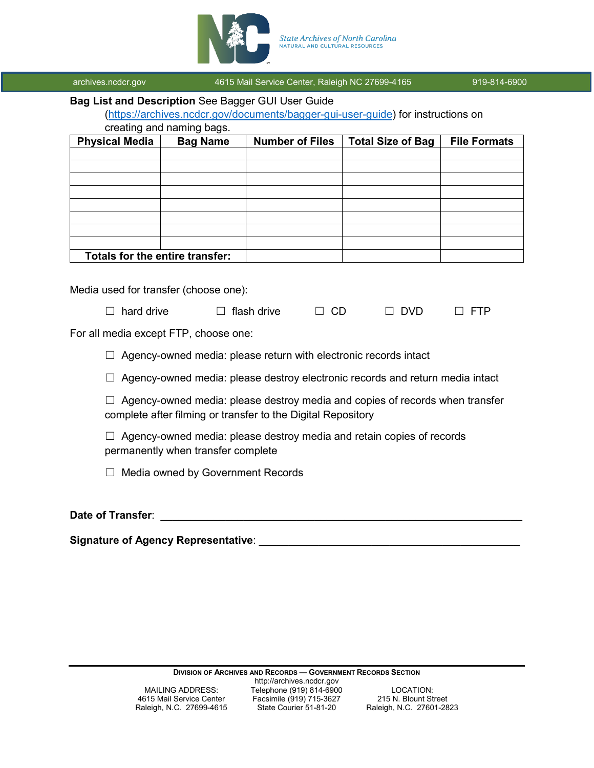**Bag List and Description** See Bagger GUI User Guide (https://archives.ncdcr.gov/documents/bagger-gui-user-guide) for instructions on creating and naming bags.

| Physical Media | Bag Name | Number of Files | Total Size of Bag | File Formats |
|---|---|---|---|---|
| | | | | |
| | | | | |
| | | | | |
| | | | | |
| | | | | |
| | | | | |
| | | | | |
| | | | | |
| **Totals for the entire transfer:** | | | | |

Media used for transfer (choose one):

☐ hard drive ☐ flash drive ☐ CD ☐ DVD ☐ FTP

For all media except FTP, choose one:

☐ Agency-owned media: please return with electronic records intact

☐ Agency-owned media: please destroy electronic records and return media intact

☐ Agency-owned media: please destroy media and copies of records when transfer complete after filming or transfer to the Digital Repository

☐ Agency-owned media: please destroy media and retain copies of records permanently when transfer complete

☐ Media owned by Government Records

**Date of Transfer**: ____________________________________________

**Signature of Agency Representative**: ______________________________

**Division of Archives and Records — Government Records Section**
http://archives.ncdcr.gov

MAILING ADDRESS:
4615 Mail Service Center
Raleigh, N.C. 27699-4615

Telephone (919) 814-6900
Facsimile (919) 715-3627
State Courier 51-81-20

LOCATION:
215 N. Blount Street
Raleigh, N.C. 27601-2823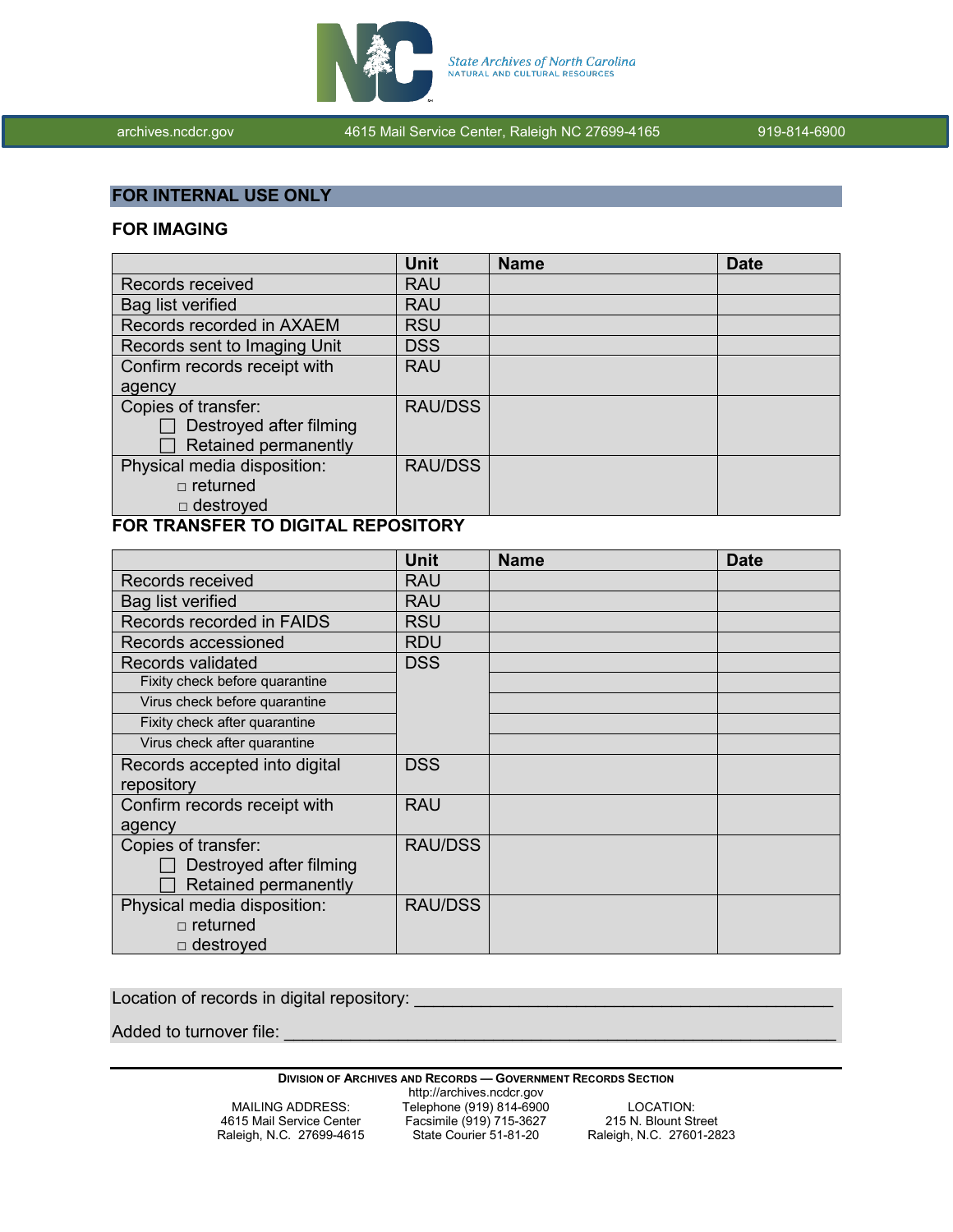State Archives of North Carolina
NATURAL AND CULTURAL RESOURCES

archives.ncdcr.gov 4615 Mail Service Center, Raleigh NC 27699-4165 919-814-6900

## FOR INTERNAL USE ONLY

### FOR IMAGING

| | Unit | Name | Date |
|---|---|---|---|
| Records received | RAU | | |
| Bag list verified | RAU | | |
| Records recorded in AXAEM | RSU | | |
| Records sent to Imaging Unit | DSS | | |
| Confirm records receipt with agency | RAU | | |
| Copies of transfer: ☐ Destroyed after filming ☐ Retained permanently | RAU/DSS | | |
| Physical media disposition: ☐ returned ☐ destroyed | RAU/DSS | | |

### FOR TRANSFER TO DIGITAL REPOSITORY

| | Unit | Name | Date |
|---|---|---|---|
| Records received | RAU | | |
| Bag list verified | RAU | | |
| Records recorded in FAIDS | RSU | | |
| Records accessioned | RDU | | |
| Records validated | DSS | | |
| Fixity check before quarantine | | | |
| Virus check before quarantine | | | |
| Fixity check after quarantine | | | |
| Virus check after quarantine | | | |
| Records accepted into digital repository | DSS | | |
| Confirm records receipt with agency | RAU | | |
| Copies of transfer: ☐ Destroyed after filming ☐ Retained permanently | RAU/DSS | | |
| Physical media disposition: ☐ returned ☐ destroyed | RAU/DSS | | |

Location of records in digital repository: ____________________________________________

Added to turnover file: ____________________________________________________________

DIVISION OF ARCHIVES AND RECORDS — GOVERNMENT RECORDS SECTION
http://archives.ncdcr.gov

MAILING ADDRESS:
4615 Mail Service Center
Raleigh, N.C. 27699-4615

Telephone (919) 814-6900
Facsimile (919) 715-3627
State Courier 51-81-20

LOCATION:
215 N. Blount Street
Raleigh, N.C. 27601-2823